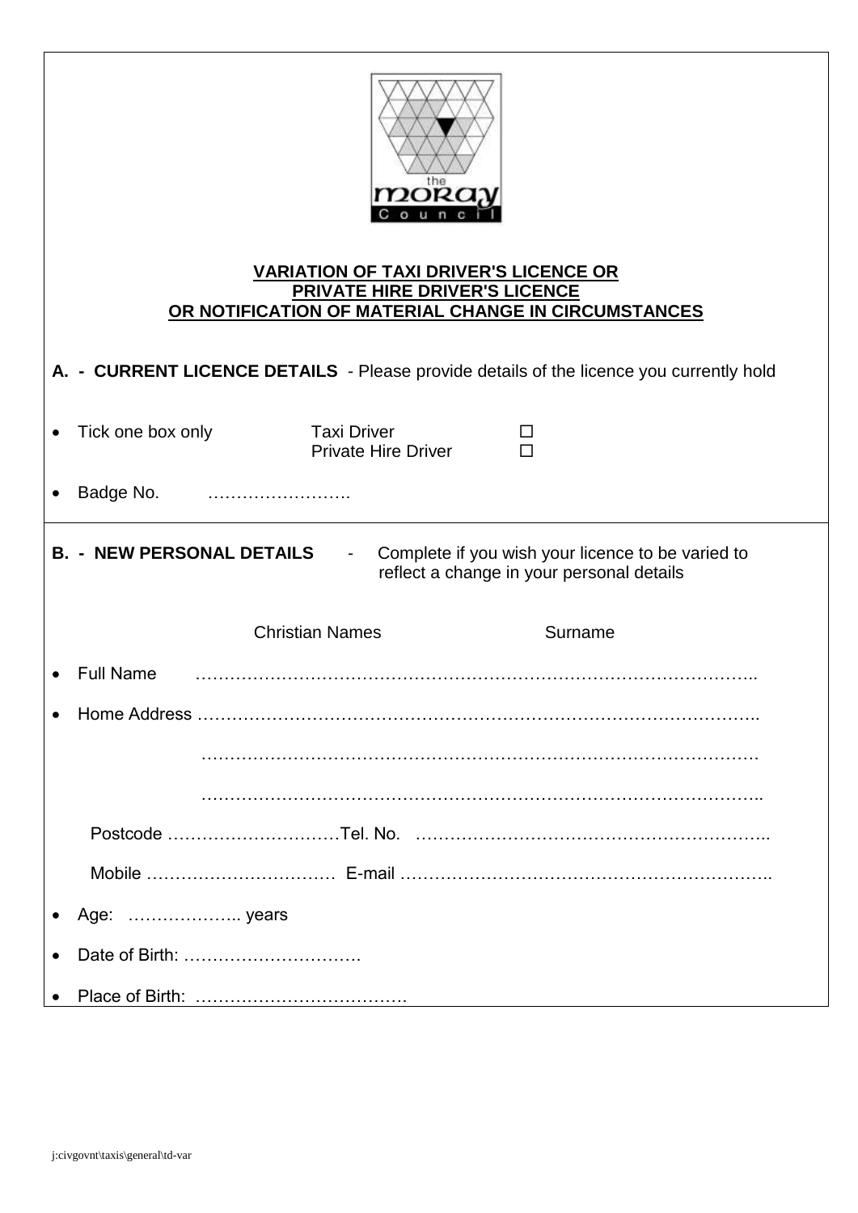**VARIATION OF TAXI DRIVER'S LICENCE OR PRIVATE HIRE DRIVER'S LICENCE OR NOTIFICATION OF MATERIAL CHANGE IN CIRCUMSTANCES**

**A. - CURRENT LICENCE DETAILS** - Please provide details of the licence you currently hold

- Tick one box only    Taxi Driver ☐
  Private Hire Driver ☐
- Badge No. …………………….

**B. - NEW PERSONAL DETAILS** - Complete if you wish your licence to be varied to reflect a change in your personal details

Christian Names    Surname

- Full Name ……………………………………………………………………………………..
- Home Address ……………………………………………………………………………….
  ……………………………………………………………………………………
  ……………………………………………………………………………………..
  Postcode …………………………Tel. No. ……………………………………………………..
  Mobile …………………………… E-mail ……………………………………………………..
- Age: ……………….. years
- Date of Birth: ………………………….
- Place of Birth: ……………………………….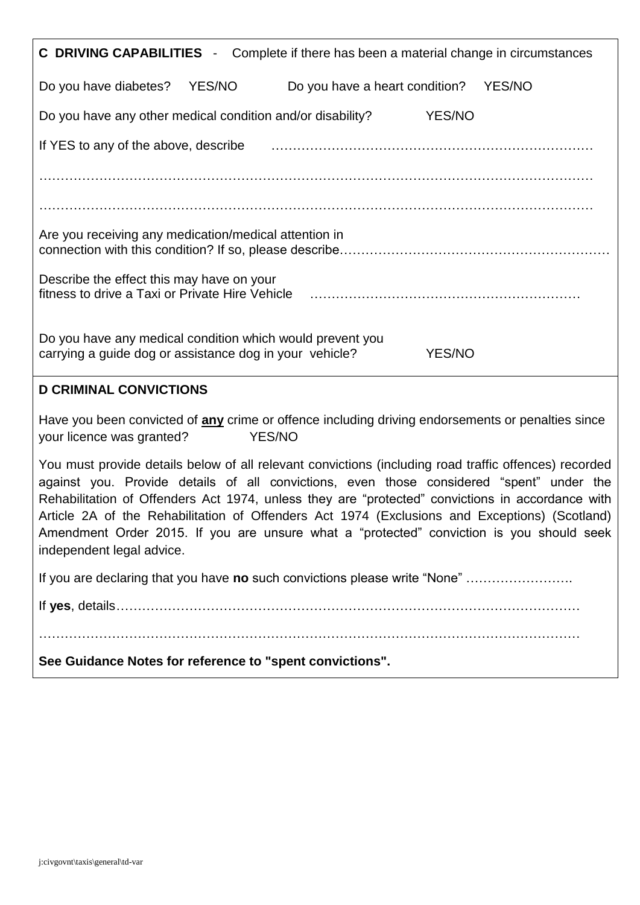## C DRIVING CAPABILITIES - Complete if there has been a material change in circumstances

Do you have diabetes? YES/NO Do you have a heart condition? YES/NO

Do you have any other medical condition and/or disability? YES/NO

If YES to any of the above, describe ………………………………………………………………

…………………………………………………………………………………………………………

…………………………………………………………………………………………………………

Are you receiving any medication/medical attention in connection with this condition? If so, please describe……………………………………………………

Describe the effect this may have on your fitness to drive a Taxi or Private Hire Vehicle ……………………………………………………

Do you have any medical condition which would prevent you carrying a guide dog or assistance dog in your vehicle? YES/NO

## D CRIMINAL CONVICTIONS

Have you been convicted of **any** crime or offence including driving endorsements or penalties since your licence was granted? YES/NO

You must provide details below of all relevant convictions (including road traffic offences) recorded against you. Provide details of all convictions, even those considered "spent" under the Rehabilitation of Offenders Act 1974, unless they are "protected" convictions in accordance with Article 2A of the Rehabilitation of Offenders Act 1974 (Exclusions and Exceptions) (Scotland) Amendment Order 2015. If you are unsure what a "protected" conviction is you should seek independent legal advice.

If you are declaring that you have **no** such convictions please write "None" …………………….

If **yes**, details………………………………………………………………………………………

…………………………………………………………………………………………………………

**See Guidance Notes for reference to "spent convictions".**

j:civgovnt\taxis\general\td-var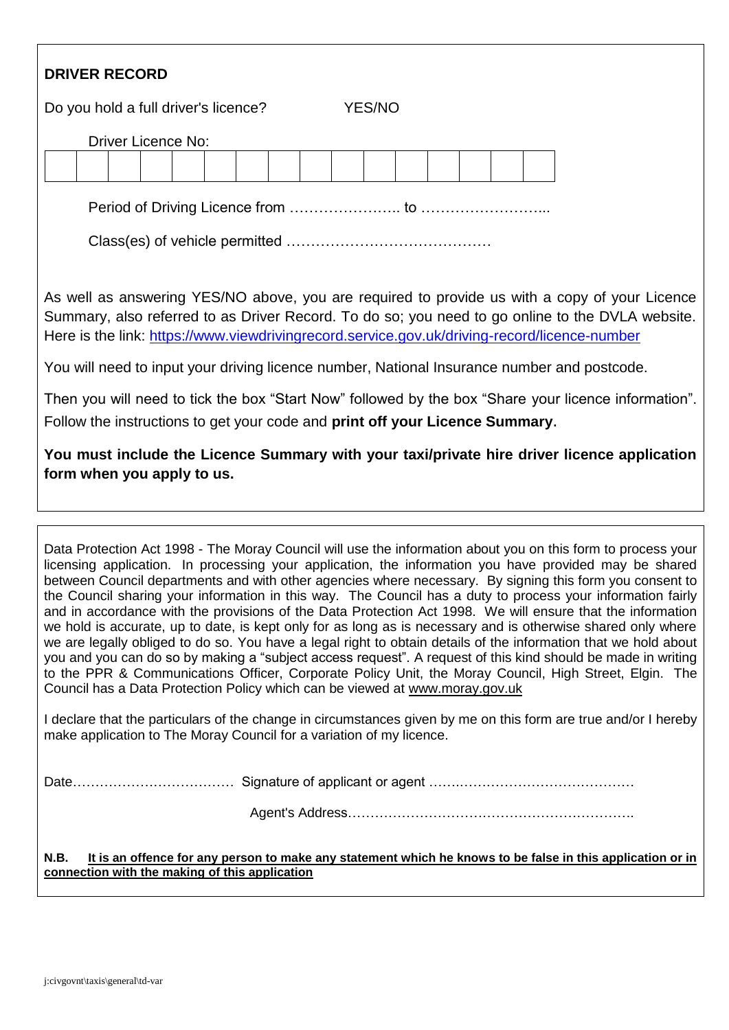## DRIVER RECORD

Do you hold a full driver's licence? YES/NO

Driver Licence No:

| | | | | | | | | | | | | | | | |
|---|---|---|---|---|---|---|---|---|---|---|---|---|---|---|---|
| | | | | | | | | | | | | | | | |

Period of Driving Licence from ………………….. to ……………………...

Class(es) of vehicle permitted ……………………………………

As well as answering YES/NO above, you are required to provide us with a copy of your Licence Summary, also referred to as Driver Record. To do so; you need to go online to the DVLA website. Here is the link: https://www.viewdrivingrecord.service.gov.uk/driving-record/licence-number

You will need to input your driving licence number, National Insurance number and postcode.

Then you will need to tick the box "Start Now" followed by the box "Share your licence information". Follow the instructions to get your code and **print off your Licence Summary.**

**You must include the Licence Summary with your taxi/private hire driver licence application form when you apply to us.**

Data Protection Act 1998 - The Moray Council will use the information about you on this form to process your licensing application. In processing your application, the information you have provided may be shared between Council departments and with other agencies where necessary. By signing this form you consent to the Council sharing your information in this way. The Council has a duty to process your information fairly and in accordance with the provisions of the Data Protection Act 1998. We will ensure that the information we hold is accurate, up to date, is kept only for as long as is necessary and is otherwise shared only where we are legally obliged to do so. You have a legal right to obtain details of the information that we hold about you and you can do so by making a "subject access request". A request of this kind should be made in writing to the PPR & Communications Officer, Corporate Policy Unit, the Moray Council, High Street, Elgin. The Council has a Data Protection Policy which can be viewed at www.moray.gov.uk

I declare that the particulars of the change in circumstances given by me on this form are true and/or I hereby make application to The Moray Council for a variation of my licence.

Date……………………………… Signature of applicant or agent ……..……………………………

Agent's Address……………………………………………………….

**N.B.** **It is an offence for any person to make any statement which he knows to be false in this application or in connection with the making of this application**

j:civgovnt\taxis\general\td-var